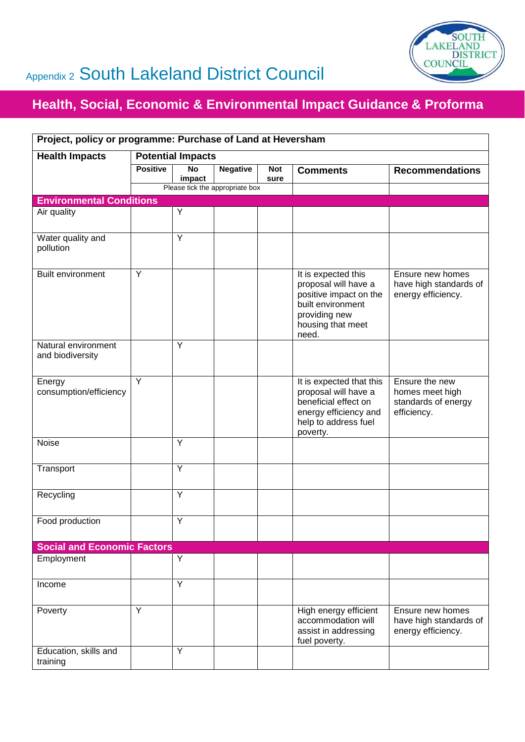Appendix 2 South Lakeland District Council

## Health, Social, Economic & Environmental Impact Guidance & Proforma

| Project, policy or programme: Purchase of Land at Heversham | | | | | | |
|---|---|---|---|---|---|---|
| **Health Impacts** | **Potential Impacts** | | | | | |
| | **Positive** | **No impact** | **Negative** | **Not sure** | **Comments** | **Recommendations** |
| | Please tick the appropriate box | | | | | |
| **Environmental Conditions** | | | | | | |
| Air quality | | Y | | | | |
| Water quality and pollution | | Y | | | | |
| Built environment | Y | | | | It is expected this proposal will have a positive impact on the built environment providing new housing that meet need. | Ensure new homes have high standards of energy efficiency. |
| Natural environment and biodiversity | | Y | | | | |
| Energy consumption/efficiency | Y | | | | It is expected that this proposal will have a beneficial effect on energy efficiency and help to address fuel poverty. | Ensure the new homes meet high standards of energy efficiency. |
| Noise | | Y | | | | |
| Transport | | Y | | | | |
| Recycling | | Y | | | | |
| Food production | | Y | | | | |
| **Social and Economic Factors** | | | | | | |
| Employment | | Y | | | | |
| Income | | Y | | | | |
| Poverty | Y | | | | High energy efficient accommodation will assist in addressing fuel poverty. | Ensure new homes have high standards of energy efficiency. |
| Education, skills and training | | Y | | | | |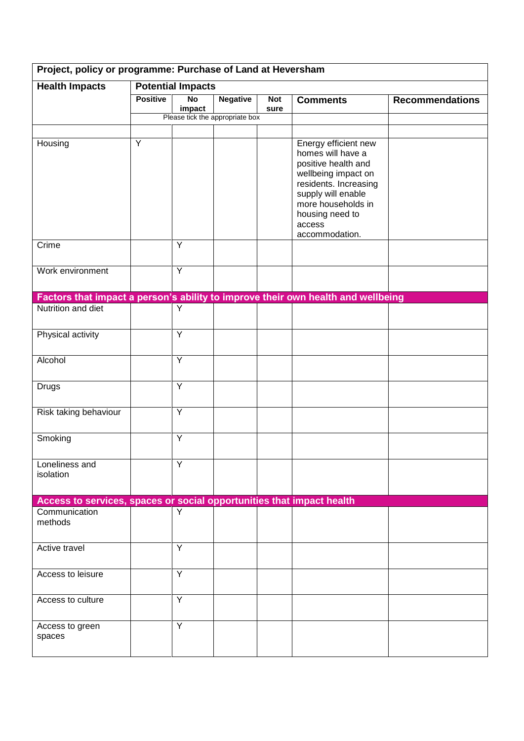| Project, policy or programme: Purchase of Land at Heversham | | | | | | |
|---|---|---|---|---|---|---|
| **Health Impacts** | **Potential Impacts** | | | | | |
| | **Positive** | **No impact** | **Negative** | **Not sure** | **Comments** | **Recommendations** |
| | Please tick the appropriate box | | | | | |
| | | | | | | |
| Housing | Y | | | | Energy efficient new homes will have a positive health and wellbeing impact on residents. Increasing supply will enable more households in housing need to access accommodation. | |
| Crime | | Y | | | | |
| Work environment | | Y | | | | |
| **Factors that impact a person's ability to improve their own health and wellbeing** | | | | | | |
| Nutrition and diet | | Y | | | | |
| Physical activity | | Y | | | | |
| Alcohol | | Y | | | | |
| Drugs | | Y | | | | |
| Risk taking behaviour | | Y | | | | |
| Smoking | | Y | | | | |
| Loneliness and isolation | | Y | | | | |
| **Access to services, spaces or social opportunities that impact health** | | | | | | |
| Communication methods | | Y | | | | |
| Active travel | | Y | | | | |
| Access to leisure | | Y | | | | |
| Access to culture | | Y | | | | |
| Access to green spaces | | Y | | | | |